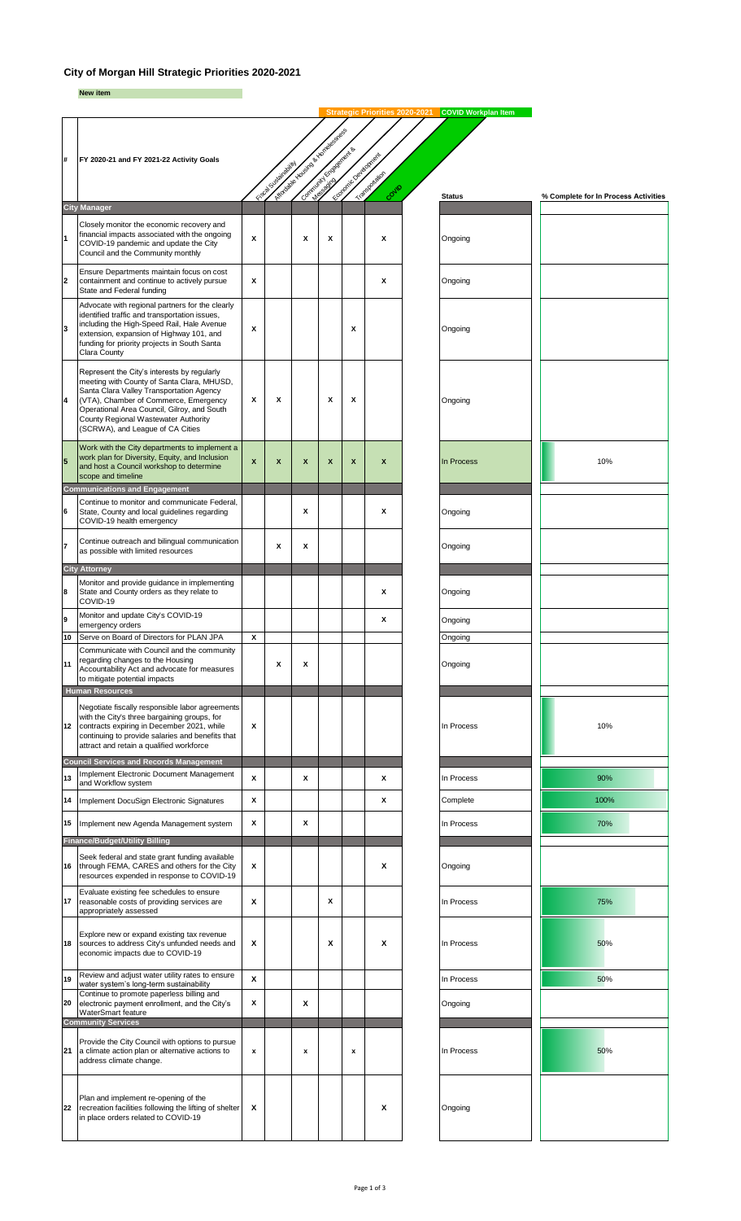## City of Morgan Hill Strategic Priorities 2020-2021

**New item**

| # | FY 2020-21 and FY 2021-22 Activity Goals | Fiscal Sustainability | Affordable Housing & Homelessness | Community Engagement & Messaging | Economic Development | Transportation | COVID | Status | % Complete for In Process Activities |
|---|---|---|---|---|---|---|---|---|---|
| | **City Manager** | | | | | | | | |
| 1 | Closely monitor the economic recovery and financial impacts associated with the ongoing COVID-19 pandemic and update the City Council and the Community monthly | X | | X | X | | X | Ongoing | |
| 2 | Ensure Departments maintain focus on cost containment and continue to actively pursue State and Federal funding | X | | | | | X | Ongoing | |
| 3 | Advocate with regional partners for the clearly identified traffic and transportation issues, including the High-Speed Rail, Hale Avenue extension, expansion of Highway 101, and funding for priority projects in South Santa Clara County | X | | | | X | | Ongoing | |
| 4 | Represent the City's interests by regularly meeting with County of Santa Clara, MHUSD, Santa Clara Valley Transportation Agency (VTA), Chamber of Commerce, Emergency Operational Area Council, Gilroy, and South County Regional Wastewater Authority (SCRWA), and League of CA Cities | X | X | | X | X | | Ongoing | |
| 5 | Work with the City departments to implement a work plan for Diversity, Equity, and Inclusion and host a Council workshop to determine scope and timeline | X | X | X | X | X | X | In Process | 10% |
| | **Communications and Engagement** | | | | | | | | |
| 6 | Continue to monitor and communicate Federal, State, County and local guidelines regarding COVID-19 health emergency | | | X | | | X | Ongoing | |
| 7 | Continue outreach and bilingual communication as possible with limited resources | | X | X | | | | Ongoing | |
| | **City Attorney** | | | | | | | | |
| 8 | Monitor and provide guidance in implementing State and County orders as they relate to COVID-19 | | | | | | X | Ongoing | |
| 9 | Monitor and update City's COVID-19 emergency orders | | | | | | X | Ongoing | |
| 10 | Serve on Board of Directors for PLAN JPA | X | | | | | | Ongoing | |
| 11 | Communicate with Council and the community regarding changes to the Housing Accountability Act and advocate for measures to mitigate potential impacts | | X | X | | | | Ongoing | |
| | **Human Resources** | | | | | | | | |
| 12 | Negotiate fiscally responsible labor agreements with the City's three bargaining groups, for contracts expiring in December 2021, while continuing to provide salaries and benefits that attract and retain a qualified workforce | X | | | | | | In Process | 10% |
| | **Council Services and Records Management** | | | | | | | | |
| 13 | Implement Electronic Document Management and Workflow system | X | | X | | | X | In Process | 90% |
| 14 | Implement DocuSign Electronic Signatures | X | | | | | X | Complete | 100% |
| 15 | Implement new Agenda Management system | X | | X | | | | In Process | 70% |
| | **Finance/Budget/Utility Billing** | | | | | | | | |
| 16 | Seek federal and state grant funding available through FEMA, CARES and others for the City resources expended in response to COVID-19 | X | | | | | X | Ongoing | |
| 17 | Evaluate existing fee schedules to ensure reasonable costs of providing services are appropriately assessed | X | | | X | | | In Process | 75% |
| 18 | Explore new or expand existing tax revenue sources to address City's unfunded needs and economic impacts due to COVID-19 | X | | | X | | X | In Process | 50% |
| 19 | Review and adjust water utility rates to ensure water system's long-term sustainability | X | | | | | | In Process | 50% |
| 20 | Continue to promote paperless billing and electronic payment enrollment, and the City's WaterSmart feature | X | | X | | | | Ongoing | |
| | **Community Services** | | | | | | | | |
| 21 | Provide the City Council with options to pursue a climate action plan or alternative actions to address climate change. | X | | X | | X | | In Process | 50% |
| 22 | Plan and implement re-opening of the recreation facilities following the lifting of shelter in place orders related to COVID-19 | X | | | | | X | Ongoing | |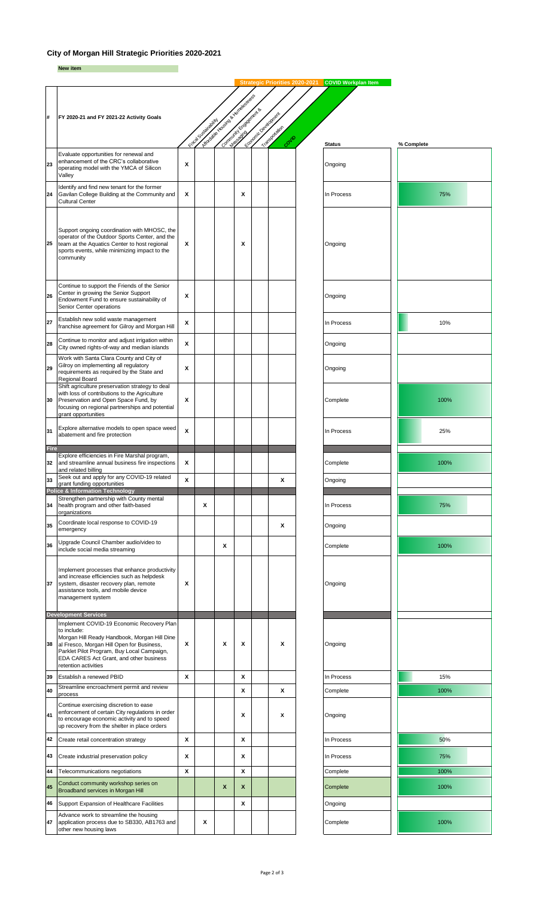## City of Morgan Hill Strategic Priorities 2020-2021

**New item**

| # | FY 2020-21 and FY 2021-22 Activity Goals | Fiscal Sustainability | Affordable Housing & Homelessness | Community Engagement & Messaging | Economic Development | Transportation | COVID | Status | % Complete |
|---|---|---|---|---|---|---|---|---|---|
| | | Strategic Priorities 2020-2021 | | | | | COVID Workplan Item | | |
| 23 | Evaluate opportunities for renewal and enhancement of the CRC's collaborative operating model with the YMCA of Silicon Valley | X | | | | | | Ongoing | |
| 24 | Identify and find new tenant for the former Gavilan College Building at the Community and Cultural Center | X | | | X | | | In Process | 75% |
| 25 | Support ongoing coordination with MHOSC, the operator of the Outdoor Sports Center, and the team at the Aquatics Center to host regional sports events, while minimizing impact to the community | X | | | X | | | Ongoing | |
| 26 | Continue to support the Friends of the Senior Center in growing the Senior Support Endowment Fund to ensure sustainability of Senior Center operations | X | | | | | | Ongoing | |
| 27 | Establish new solid waste management franchise agreement for Gilroy and Morgan Hill | X | | | | | | In Process | 10% |
| 28 | Continue to monitor and adjust irrigation within City owned rights-of-way and median islands | X | | | | | | Ongoing | |
| 29 | Work with Santa Clara County and City of Gilroy on implementing all regulatory requirements as required by the State and Regional Board | X | | | | | | Ongoing | |
| 30 | Shift agriculture preservation strategy to deal with loss of contributions to the Agriculture Preservation and Open Space Fund, by focusing on regional partnerships and potential grant opportunities | X | | | | | | Complete | 100% |
| 31 | Explore alternative models to open space weed abatement and fire protection | X | | | | | | In Process | 25% |
| **Fire** | | | | | | | | | |
| 32 | Explore efficiencies in Fire Marshal program, and streamline annual business fire inspections and related billing | X | | | | | | Complete | 100% |
| 33 | Seek out and apply for any COVID-19 related grant funding opportunities | X | | | | | X | Ongoing | |
| **Police & Information Technology** | | | | | | | | | |
| 34 | Strengthen partnership with County mental health program and other faith-based organizations | | X | | | | | In Process | 75% |
| 35 | Coordinate local response to COVID-19 emergency | | | | | | X | Ongoing | |
| 36 | Upgrade Council Chamber audio/video to include social media streaming | | | X | | | | Complete | 100% |
| 37 | Implement processes that enhance productivity and increase efficiencies such as helpdesk system, disaster recovery plan, remote assistance tools, and mobile device management system | X | | | | | | Ongoing | |
| **Development Services** | | | | | | | | | |
| 38 | Implement COVID-19 Economic Recovery Plan to include: Morgan Hill Ready Handbook, Morgan Hill Dine al Fresco, Morgan Hill Open for Business, Parklet Pilot Program, Buy Local Campaign, EDA CARES Act Grant, and other business retention activities | X | | X | X | | X | Ongoing | |
| 39 | Establish a renewed PBID | X | | | X | | | In Process | 15% |
| 40 | Streamline encroachment permit and review process | | | | X | | X | Complete | 100% |
| 41 | Continue exercising discretion to ease enforcement of certain City regulations in order to encourage economic activity and to speed up recovery from the shelter in place orders | | | | X | | X | Ongoing | |
| 42 | Create retail concentration strategy | X | | | X | | | In Process | 50% |
| 43 | Create industrial preservation policy | X | | | X | | | In Process | 75% |
| 44 | Telecommunications negotiations | X | | | X | | | Complete | 100% |
| 45 | Conduct community workshop series on Broadband services in Morgan Hill | | | X | X | | | Complete | 100% |
| 46 | Support Expansion of Healthcare Facilities | | | | X | | | Ongoing | |
| 47 | Advance work to streamline the housing application process due to SB330, AB1763 and other new housing laws | | X | | | | | Complete | 100% |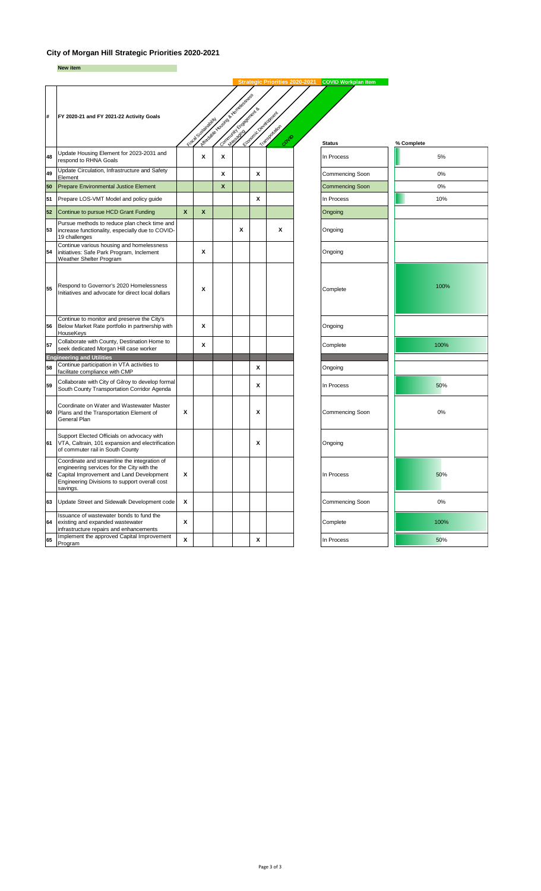# City of Morgan Hill Strategic Priorities 2020-2021

**New item**

| # | FY 2020-21 and FY 2021-22 Activity Goals | Fiscal Sustainability | Affordable Housing & Homelessness | Community Engagement & Messaging | Economic Development | Transportation | COVID | Status | % Complete |
|---|---|---|---|---|---|---|---|---|---|
| 48 | Update Housing Element for 2023-2031 and respond to RHNA Goals | | X | X | | | | In Process | 5% |
| 49 | Update Circulation, Infrastructure and Safety Element | | | X | | X | | Commencing Soon | 0% |
| 50 | Prepare Environmental Justice Element | | | X | | | | Commencing Soon | 0% |
| 51 | Prepare LOS-VMT Model and policy guide | | | | | X | | In Process | 10% |
| 52 | Continue to pursue HCD Grant Funding | X | X | | | | | Ongoing | |
| 53 | Pursue methods to reduce plan check time and increase functionality, especially due to COVID-19 challenges | | | | X | | X | Ongoing | |
| 54 | Continue various housing and homelessness initiatives: Safe Park Program, Inclement Weather Shelter Program | | X | | | | | Ongoing | |
| 55 | Respond to Governor's 2020 Homelessness Initiatives and advocate for direct local dollars | | X | | | | | Complete | 100% |
| 56 | Continue to monitor and preserve the City's Below Market Rate portfolio in partnership with HouseKeys | | X | | | | | Ongoing | |
| 57 | Collaborate with County, Destination Home to seek dedicated Morgan Hill case worker | | X | | | | | Complete | 100% |
| | **Engineering and Utilities** | | | | | | | | |
| 58 | Continue participation in VTA activities to facilitate compliance with CMP | | | | | X | | Ongoing | |
| 59 | Collaborate with City of Gilroy to develop formal South County Transportation Corridor Agenda | | | | | X | | In Process | 50% |
| 60 | Coordinate on Water and Wastewater Master Plans and the Transportation Element of General Plan | X | | | | X | | Commencing Soon | 0% |
| 61 | Support Elected Officials on advocacy with VTA, Caltrain, 101 expansion and electrification of commuter rail in South County | | | | | X | | Ongoing | |
| 62 | Coordinate and streamline the integration of engineering services for the City with the Capital Improvement and Land Development Engineering Divisions to support overall cost savings. | X | | | | | | In Process | 50% |
| 63 | Update Street and Sidewalk Development code | X | | | | | | Commencing Soon | 0% |
| 64 | Issuance of wastewater bonds to fund the existing and expanded wastewater infrastructure repairs and enhancements | X | | | | | | Complete | 100% |
| 65 | Implement the approved Capital Improvement Program | X | | | | X | | In Process | 50% |

Strategic Priorities 2020-2021 | COVID Workplan Item